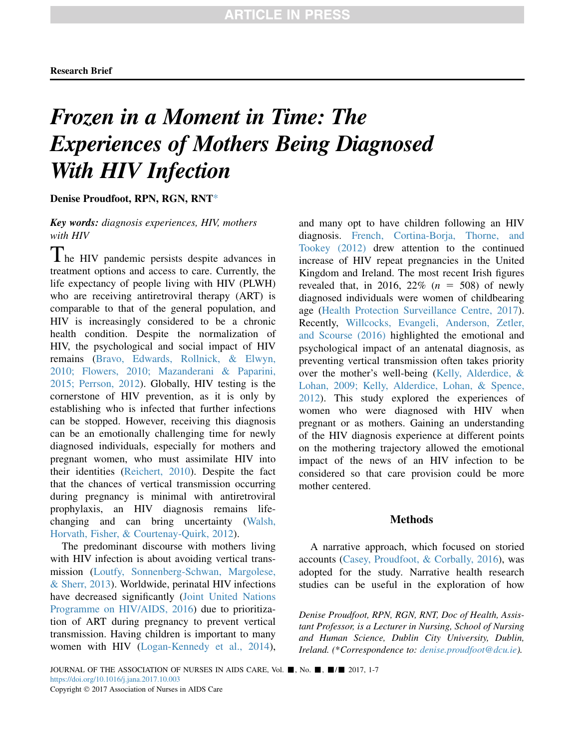Research Brief

# Frozen in a Moment in Time: The Experiences of Mothers Being Diagnosed With HIV Infection

**Denise Proudfoot, RPN, RGN, RNT***

***Key words:*** *diagnosis experiences, HIV, mothers with HIV*

The HIV pandemic persists despite advances in treatment options and access to care. Currently, the life expectancy of people living with HIV (PLWH) who are receiving antiretroviral therapy (ART) is comparable to that of the general population, and HIV is increasingly considered to be a chronic health condition. Despite the normalization of HIV, the psychological and social impact of HIV remains (Bravo, Edwards, Rollnick, & Elwyn, 2010; Flowers, 2010; Mazanderani & Paparini, 2015; Perrson, 2012). Globally, HIV testing is the cornerstone of HIV prevention, as it is only by establishing who is infected that further infections can be stopped. However, receiving this diagnosis can be an emotionally challenging time for newly diagnosed individuals, especially for mothers and pregnant women, who must assimilate HIV into their identities (Reichert, 2010). Despite the fact that the chances of vertical transmission occurring during pregnancy is minimal with antiretroviral prophylaxis, an HIV diagnosis remains life-changing and can bring uncertainty (Walsh, Horvath, Fisher, & Courtenay-Quirk, 2012).

The predominant discourse with mothers living with HIV infection is about avoiding vertical transmission (Loutfy, Sonnenberg-Schwan, Margolese, & Sherr, 2013). Worldwide, perinatal HIV infections have decreased significantly (Joint United Nations Programme on HIV/AIDS, 2016) due to prioritization of ART during pregnancy to prevent vertical transmission. Having children is important to many women with HIV (Logan-Kennedy et al., 2014), and many opt to have children following an HIV diagnosis. French, Cortina-Borja, Thorne, and Tookey (2012) drew attention to the continued increase of HIV repeat pregnancies in the United Kingdom and Ireland. The most recent Irish figures revealed that, in 2016, 22% ($n$ = 508) of newly diagnosed individuals were women of childbearing age (Health Protection Surveillance Centre, 2017). Recently, Willcocks, Evangeli, Anderson, Zetler, and Scourse (2016) highlighted the emotional and psychological impact of an antenatal diagnosis, as preventing vertical transmission often takes priority over the mother's well-being (Kelly, Alderdice, & Lohan, 2009; Kelly, Alderdice, Lohan, & Spence, 2012). This study explored the experiences of women who were diagnosed with HIV when pregnant or as mothers. Gaining an understanding of the HIV diagnosis experience at different points on the mothering trajectory allowed the emotional impact of the news of an HIV infection to be considered so that care provision could be more mother centered.

## Methods

A narrative approach, which focused on storied accounts (Casey, Proudfoot, & Corbally, 2016), was adopted for the study. Narrative health research studies can be useful in the exploration of how

*Denise Proudfoot, RPN, RGN, RNT, Doc of Health, Assistant Professor, is a Lecturer in Nursing, School of Nursing and Human Science, Dublin City University, Dublin, Ireland. (\*Correspondence to: denise.proudfoot@dcu.ie).*

https://doi.org/10.1016/j.jana.2017.10.003

Copyright © 2017 Association of Nurses in AIDS Care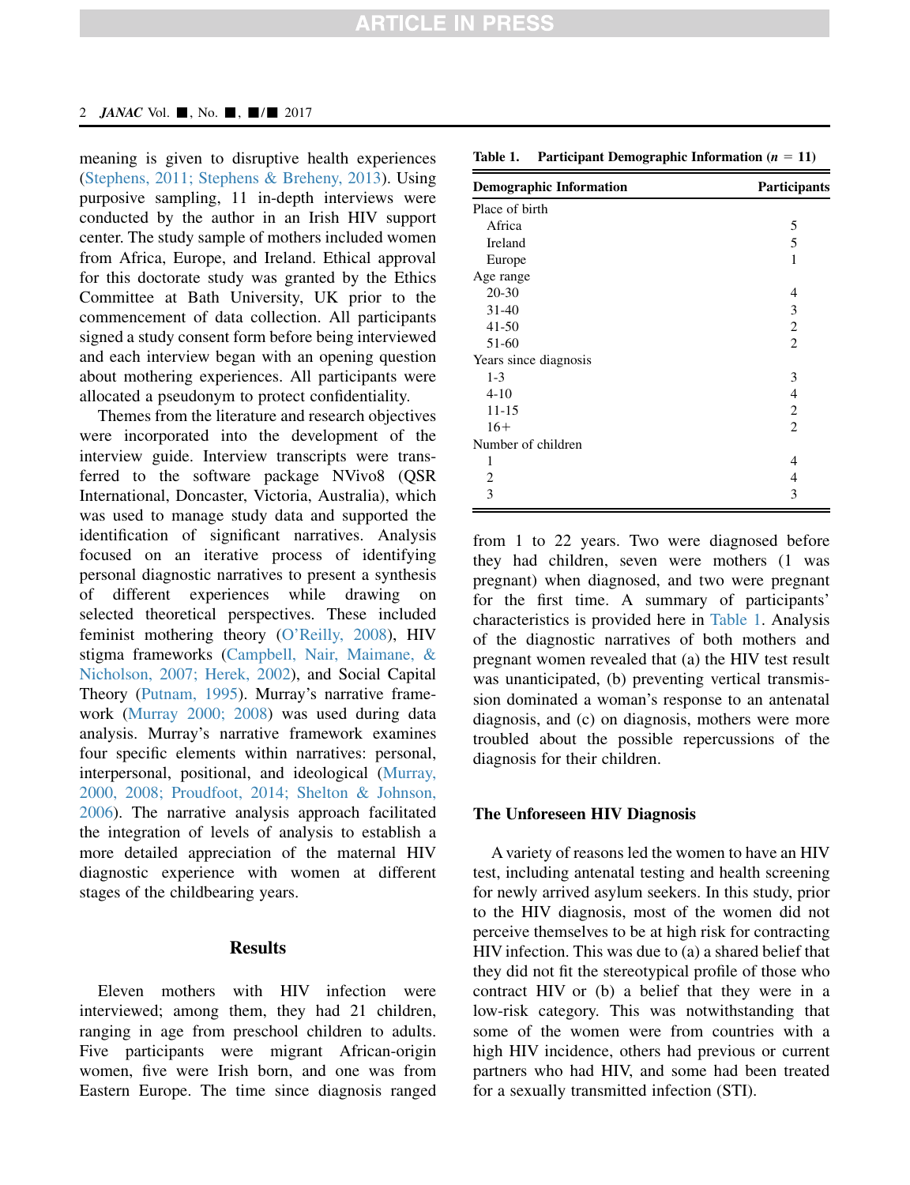meaning is given to disruptive health experiences (Stephens, 2011; Stephens & Breheny, 2013). Using purposive sampling, 11 in-depth interviews were conducted by the author in an Irish HIV support center. The study sample of mothers included women from Africa, Europe, and Ireland. Ethical approval for this doctorate study was granted by the Ethics Committee at Bath University, UK prior to the commencement of data collection. All participants signed a study consent form before being interviewed and each interview began with an opening question about mothering experiences. All participants were allocated a pseudonym to protect confidentiality.

Themes from the literature and research objectives were incorporated into the development of the interview guide. Interview transcripts were transferred to the software package NVivo8 (QSR International, Doncaster, Victoria, Australia), which was used to manage study data and supported the identification of significant narratives. Analysis focused on an iterative process of identifying personal diagnostic narratives to present a synthesis of different experiences while drawing on selected theoretical perspectives. These included feminist mothering theory (O'Reilly, 2008), HIV stigma frameworks (Campbell, Nair, Maimane, & Nicholson, 2007; Herek, 2002), and Social Capital Theory (Putnam, 1995). Murray's narrative framework (Murray 2000; 2008) was used during data analysis. Murray's narrative framework examines four specific elements within narratives: personal, interpersonal, positional, and ideological (Murray, 2000, 2008; Proudfoot, 2014; Shelton & Johnson, 2006). The narrative analysis approach facilitated the integration of levels of analysis to establish a more detailed appreciation of the maternal HIV diagnostic experience with women at different stages of the childbearing years.

## Results

Eleven mothers with HIV infection were interviewed; among them, they had 21 children, ranging in age from preschool children to adults. Five participants were migrant African-origin women, five were Irish born, and one was from Eastern Europe. The time since diagnosis ranged from 1 to 22 years. Two were diagnosed before they had children, seven were mothers (1 was pregnant) when diagnosed, and two were pregnant for the first time. A summary of participants' characteristics is provided here in Table 1. Analysis of the diagnostic narratives of both mothers and pregnant women revealed that (a) the HIV test result was unanticipated, (b) preventing vertical transmission dominated a woman's response to an antenatal diagnosis, and (c) on diagnosis, mothers were more troubled about the possible repercussions of the diagnosis for their children.

**Table 1. Participant Demographic Information ($n$ = 11)**

| Demographic Information | Participants |
|---|---|
| Place of birth | |
| Africa | 5 |
| Ireland | 5 |
| Europe | 1 |
| Age range | |
| 20-30 | 4 |
| 31-40 | 3 |
| 41-50 | 2 |
| 51-60 | 2 |
| Years since diagnosis | |
| 1-3 | 3 |
| 4-10 | 4 |
| 11-15 | 2 |
| 16+ | 2 |
| Number of children | |
| 1 | 4 |
| 2 | 4 |
| 3 | 3 |

### The Unforeseen HIV Diagnosis

A variety of reasons led the women to have an HIV test, including antenatal testing and health screening for newly arrived asylum seekers. In this study, prior to the HIV diagnosis, most of the women did not perceive themselves to be at high risk for contracting HIV infection. This was due to (a) a shared belief that they did not fit the stereotypical profile of those who contract HIV or (b) a belief that they were in a low-risk category. This was notwithstanding that some of the women were from countries with a high HIV incidence, others had previous or current partners who had HIV, and some had been treated for a sexually transmitted infection (STI).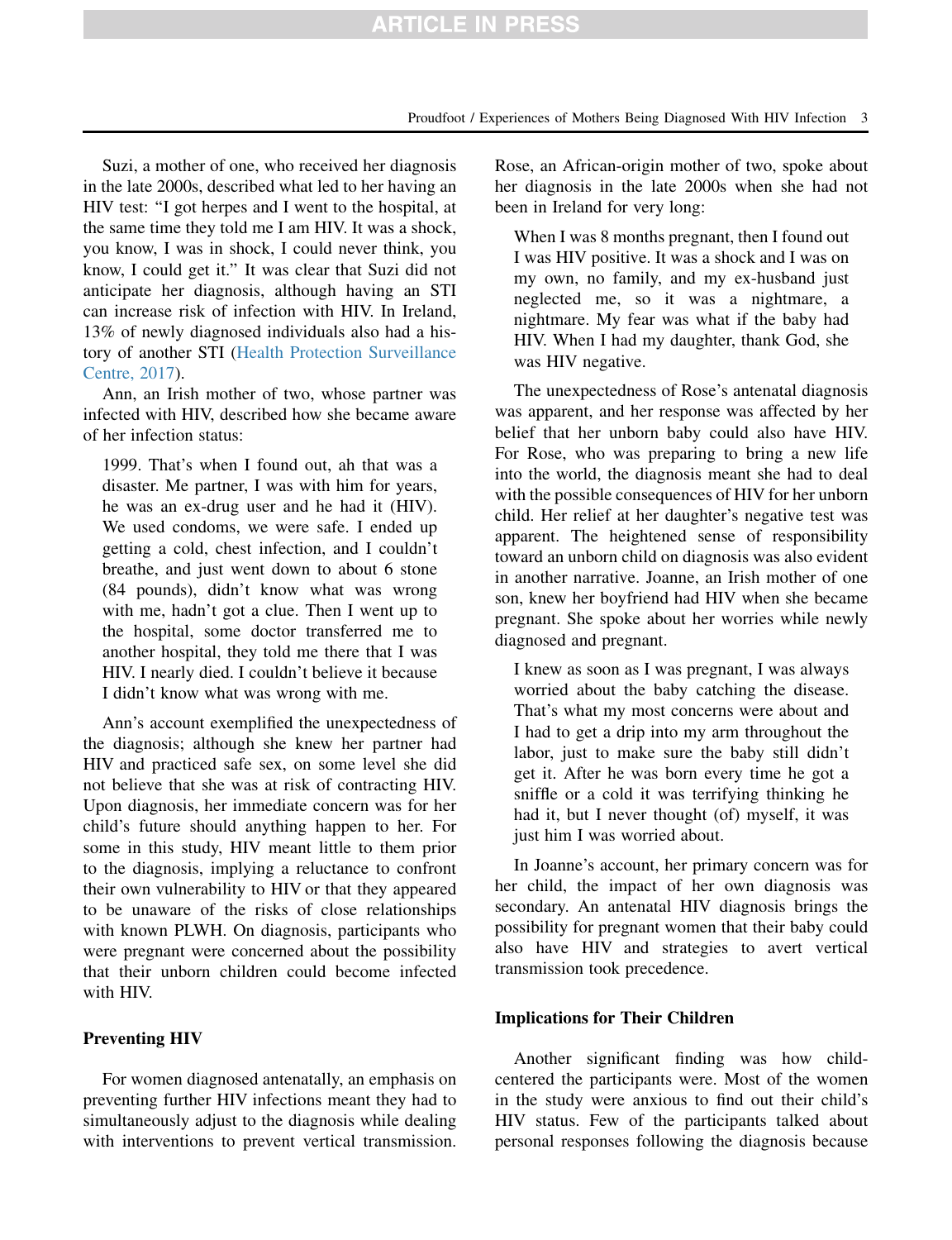Suzi, a mother of one, who received her diagnosis in the late 2000s, described what led to her having an HIV test: "I got herpes and I went to the hospital, at the same time they told me I am HIV. It was a shock, you know, I was in shock, I could never think, you know, I could get it." It was clear that Suzi did not anticipate her diagnosis, although having an STI can increase risk of infection with HIV. In Ireland, 13% of newly diagnosed individuals also had a history of another STI (Health Protection Surveillance Centre, 2017).

Ann, an Irish mother of two, whose partner was infected with HIV, described how she became aware of her infection status:

> 1999. That's when I found out, ah that was a disaster. Me partner, I was with him for years, he was an ex-drug user and he had it (HIV). We used condoms, we were safe. I ended up getting a cold, chest infection, and I couldn't breathe, and just went down to about 6 stone (84 pounds), didn't know what was wrong with me, hadn't got a clue. Then I went up to the hospital, some doctor transferred me to another hospital, they told me there that I was HIV. I nearly died. I couldn't believe it because I didn't know what was wrong with me.

Ann's account exemplified the unexpectedness of the diagnosis; although she knew her partner had HIV and practiced safe sex, on some level she did not believe that she was at risk of contracting HIV. Upon diagnosis, her immediate concern was for her child's future should anything happen to her. For some in this study, HIV meant little to them prior to the diagnosis, implying a reluctance to confront their own vulnerability to HIV or that they appeared to be unaware of the risks of close relationships with known PLWH. On diagnosis, participants who were pregnant were concerned about the possibility that their unborn children could become infected with HIV.

## Preventing HIV

For women diagnosed antenatally, an emphasis on preventing further HIV infections meant they had to simultaneously adjust to the diagnosis while dealing with interventions to prevent vertical transmission. Rose, an African-origin mother of two, spoke about her diagnosis in the late 2000s when she had not been in Ireland for very long:

> When I was 8 months pregnant, then I found out I was HIV positive. It was a shock and I was on my own, no family, and my ex-husband just neglected me, so it was a nightmare, a nightmare. My fear was what if the baby had HIV. When I had my daughter, thank God, she was HIV negative.

The unexpectedness of Rose's antenatal diagnosis was apparent, and her response was affected by her belief that her unborn baby could also have HIV. For Rose, who was preparing to bring a new life into the world, the diagnosis meant she had to deal with the possible consequences of HIV for her unborn child. Her relief at her daughter's negative test was apparent. The heightened sense of responsibility toward an unborn child on diagnosis was also evident in another narrative. Joanne, an Irish mother of one son, knew her boyfriend had HIV when she became pregnant. She spoke about her worries while newly diagnosed and pregnant.

> I knew as soon as I was pregnant, I was always worried about the baby catching the disease. That's what my most concerns were about and I had to get a drip into my arm throughout the labor, just to make sure the baby still didn't get it. After he was born every time he got a sniffle or a cold it was terrifying thinking he had it, but I never thought (of) myself, it was just him I was worried about.

In Joanne's account, her primary concern was for her child, the impact of her own diagnosis was secondary. An antenatal HIV diagnosis brings the possibility for pregnant women that their baby could also have HIV and strategies to avert vertical transmission took precedence.

## Implications for Their Children

Another significant finding was how child-centered the participants were. Most of the women in the study were anxious to find out their child's HIV status. Few of the participants talked about personal responses following the diagnosis because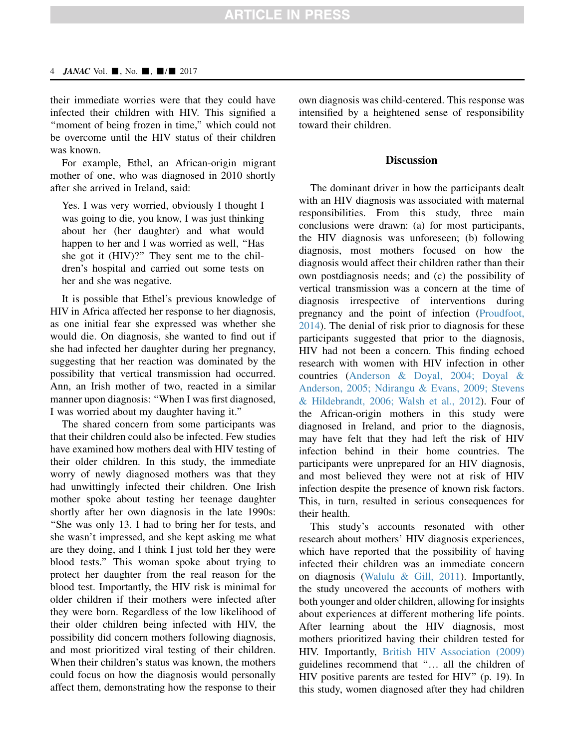their immediate worries were that they could have infected their children with HIV. This signified a "moment of being frozen in time," which could not be overcome until the HIV status of their children was known.

For example, Ethel, an African-origin migrant mother of one, who was diagnosed in 2010 shortly after she arrived in Ireland, said:

> Yes. I was very worried, obviously I thought I was going to die, you know, I was just thinking about her (her daughter) and what would happen to her and I was worried as well, "Has she got it (HIV)?" They sent me to the children's hospital and carried out some tests on her and she was negative.

It is possible that Ethel's previous knowledge of HIV in Africa affected her response to her diagnosis, as one initial fear she expressed was whether she would die. On diagnosis, she wanted to find out if she had infected her daughter during her pregnancy, suggesting that her reaction was dominated by the possibility that vertical transmission had occurred. Ann, an Irish mother of two, reacted in a similar manner upon diagnosis: "When I was first diagnosed, I was worried about my daughter having it."

The shared concern from some participants was that their children could also be infected. Few studies have examined how mothers deal with HIV testing of their older children. In this study, the immediate worry of newly diagnosed mothers was that they had unwittingly infected their children. One Irish mother spoke about testing her teenage daughter shortly after her own diagnosis in the late 1990s: "She was only 13. I had to bring her for tests, and she wasn't impressed, and she kept asking me what are they doing, and I think I just told her they were blood tests." This woman spoke about trying to protect her daughter from the real reason for the blood test. Importantly, the HIV risk is minimal for older children if their mothers were infected after they were born. Regardless of the low likelihood of their older children being infected with HIV, the possibility did concern mothers following diagnosis, and most prioritized viral testing of their children. When their children's status was known, the mothers could focus on how the diagnosis would personally affect them, demonstrating how the response to their own diagnosis was child-centered. This response was intensified by a heightened sense of responsibility toward their children.

## Discussion

The dominant driver in how the participants dealt with an HIV diagnosis was associated with maternal responsibilities. From this study, three main conclusions were drawn: (a) for most participants, the HIV diagnosis was unforeseen; (b) following diagnosis, most mothers focused on how the diagnosis would affect their children rather than their own postdiagnosis needs; and (c) the possibility of vertical transmission was a concern at the time of diagnosis irrespective of interventions during pregnancy and the point of infection (Proudfoot, 2014). The denial of risk prior to diagnosis for these participants suggested that prior to the diagnosis, HIV had not been a concern. This finding echoed research with women with HIV infection in other countries (Anderson & Doyal, 2004; Doyal & Anderson, 2005; Ndirangu & Evans, 2009; Stevens & Hildebrandt, 2006; Walsh et al., 2012). Four of the African-origin mothers in this study were diagnosed in Ireland, and prior to the diagnosis, may have felt that they had left the risk of HIV infection behind in their home countries. The participants were unprepared for an HIV diagnosis, and most believed they were not at risk of HIV infection despite the presence of known risk factors. This, in turn, resulted in serious consequences for their health.

This study's accounts resonated with other research about mothers' HIV diagnosis experiences, which have reported that the possibility of having infected their children was an immediate concern on diagnosis (Walulu & Gill, 2011). Importantly, the study uncovered the accounts of mothers with both younger and older children, allowing for insights about experiences at different mothering life points. After learning about the HIV diagnosis, most mothers prioritized having their children tested for HIV. Importantly, British HIV Association (2009) guidelines recommend that "… all the children of HIV positive parents are tested for HIV" (p. 19). In this study, women diagnosed after they had children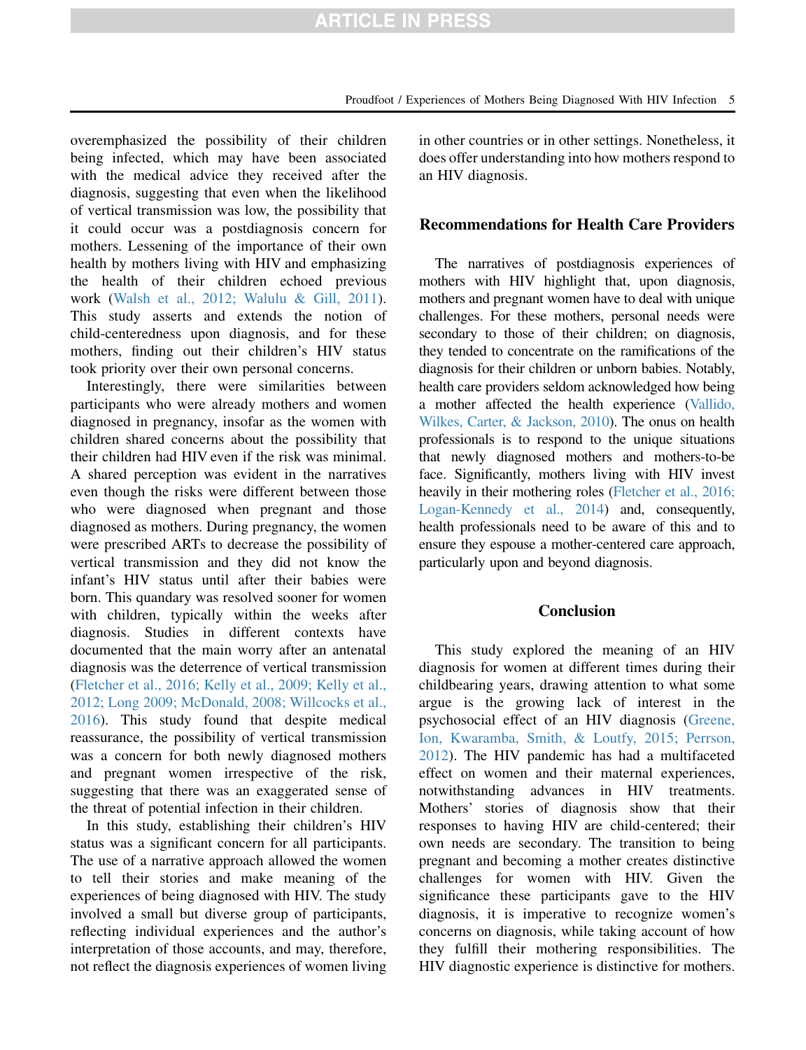overemphasized the possibility of their children being infected, which may have been associated with the medical advice they received after the diagnosis, suggesting that even when the likelihood of vertical transmission was low, the possibility that it could occur was a postdiagnosis concern for mothers. Lessening of the importance of their own health by mothers living with HIV and emphasizing the health of their children echoed previous work (Walsh et al., 2012; Walulu & Gill, 2011). This study asserts and extends the notion of child-centeredness upon diagnosis, and for these mothers, finding out their children's HIV status took priority over their own personal concerns.

Interestingly, there were similarities between participants who were already mothers and women diagnosed in pregnancy, insofar as the women with children shared concerns about the possibility that their children had HIV even if the risk was minimal. A shared perception was evident in the narratives even though the risks were different between those who were diagnosed when pregnant and those diagnosed as mothers. During pregnancy, the women were prescribed ARTs to decrease the possibility of vertical transmission and they did not know the infant's HIV status until after their babies were born. This quandary was resolved sooner for women with children, typically within the weeks after diagnosis. Studies in different contexts have documented that the main worry after an antenatal diagnosis was the deterrence of vertical transmission (Fletcher et al., 2016; Kelly et al., 2009; Kelly et al., 2012; Long 2009; McDonald, 2008; Willcocks et al., 2016). This study found that despite medical reassurance, the possibility of vertical transmission was a concern for both newly diagnosed mothers and pregnant women irrespective of the risk, suggesting that there was an exaggerated sense of the threat of potential infection in their children.

In this study, establishing their children's HIV status was a significant concern for all participants. The use of a narrative approach allowed the women to tell their stories and make meaning of the experiences of being diagnosed with HIV. The study involved a small but diverse group of participants, reflecting individual experiences and the author's interpretation of those accounts, and may, therefore, not reflect the diagnosis experiences of women living in other countries or in other settings. Nonetheless, it does offer understanding into how mothers respond to an HIV diagnosis.

## Recommendations for Health Care Providers

The narratives of postdiagnosis experiences of mothers with HIV highlight that, upon diagnosis, mothers and pregnant women have to deal with unique challenges. For these mothers, personal needs were secondary to those of their children; on diagnosis, they tended to concentrate on the ramifications of the diagnosis for their children or unborn babies. Notably, health care providers seldom acknowledged how being a mother affected the health experience (Vallido, Wilkes, Carter, & Jackson, 2010). The onus on health professionals is to respond to the unique situations that newly diagnosed mothers and mothers-to-be face. Significantly, mothers living with HIV invest heavily in their mothering roles (Fletcher et al., 2016; Logan-Kennedy et al., 2014) and, consequently, health professionals need to be aware of this and to ensure they espouse a mother-centered care approach, particularly upon and beyond diagnosis.

## Conclusion

This study explored the meaning of an HIV diagnosis for women at different times during their childbearing years, drawing attention to what some argue is the growing lack of interest in the psychosocial effect of an HIV diagnosis (Greene, Ion, Kwaramba, Smith, & Loutfy, 2015; Perrson, 2012). The HIV pandemic has had a multifaceted effect on women and their maternal experiences, notwithstanding advances in HIV treatments. Mothers' stories of diagnosis show that their responses to having HIV are child-centered; their own needs are secondary. The transition to being pregnant and becoming a mother creates distinctive challenges for women with HIV. Given the significance these participants gave to the HIV diagnosis, it is imperative to recognize women's concerns on diagnosis, while taking account of how they fulfill their mothering responsibilities. The HIV diagnostic experience is distinctive for mothers.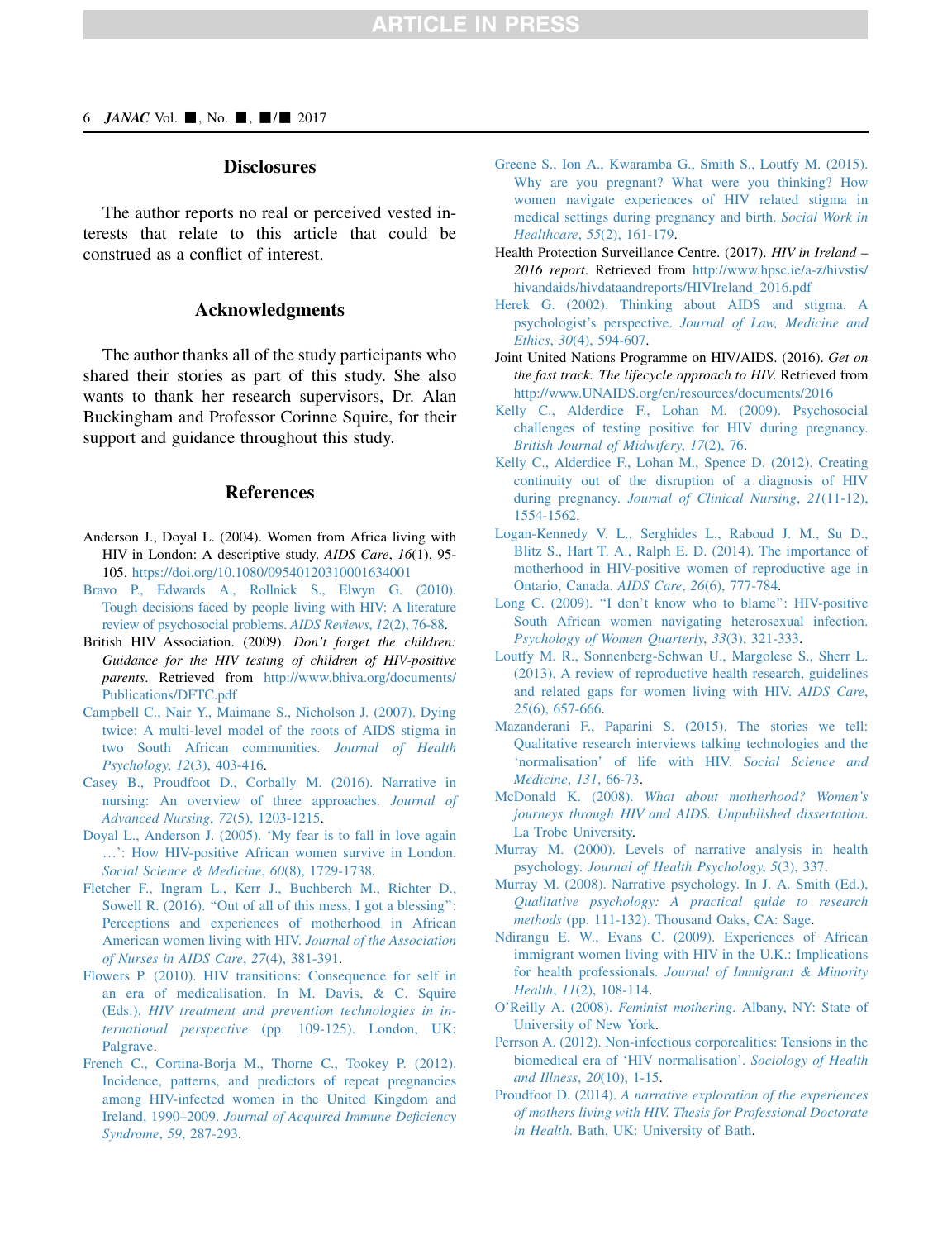## Disclosures

The author reports no real or perceived vested interests that relate to this article that could be construed as a conflict of interest.

## Acknowledgments

The author thanks all of the study participants who shared their stories as part of this study. She also wants to thank her research supervisors, Dr. Alan Buckingham and Professor Corinne Squire, for their support and guidance throughout this study.

## References

Anderson J., Doyal L. (2004). Women from Africa living with HIV in London: A descriptive study. *AIDS Care*, *16*(1), 95-105. https://doi.org/10.1080/09540120310001634001

Bravo P., Edwards A., Rollnick S., Elwyn G. (2010). Tough decisions faced by people living with HIV: A literature review of psychosocial problems. *AIDS Reviews*, *12*(2), 76-88.

British HIV Association. (2009). *Don't forget the children: Guidance for the HIV testing of children of HIV-positive parents*. Retrieved from http://www.bhiva.org/documents/Publications/DFTC.pdf

Campbell C., Nair Y., Maimane S., Nicholson J. (2007). Dying twice: A multi-level model of the roots of AIDS stigma in two South African communities. *Journal of Health Psychology*, *12*(3), 403-416.

Casey B., Proudfoot D., Corbally M. (2016). Narrative in nursing: An overview of three approaches. *Journal of Advanced Nursing*, *72*(5), 1203-1215.

Doyal L., Anderson J. (2005). 'My fear is to fall in love again …': How HIV-positive African women survive in London. *Social Science & Medicine*, *60*(8), 1729-1738.

Fletcher F., Ingram L., Kerr J., Buchberch M., Richter D., Sowell R. (2016). "Out of all of this mess, I got a blessing": Perceptions and experiences of motherhood in African American women living with HIV. *Journal of the Association of Nurses in AIDS Care*, *27*(4), 381-391.

Flowers P. (2010). HIV transitions: Consequence for self in an era of medicalisation. In M. Davis, & C. Squire (Eds.), *HIV treatment and prevention technologies in international perspective* (pp. 109-125). London, UK: Palgrave.

French C., Cortina-Borja M., Thorne C., Tookey P. (2012). Incidence, patterns, and predictors of repeat pregnancies among HIV-infected women in the United Kingdom and Ireland, 1990–2009. *Journal of Acquired Immune Deficiency Syndrome*, *59*, 287-293.

Greene S., Ion A., Kwaramba G., Smith S., Loutfy M. (2015). Why are you pregnant? What were you thinking? How women navigate experiences of HIV related stigma in medical settings during pregnancy and birth. *Social Work in Healthcare*, *55*(2), 161-179.

Health Protection Surveillance Centre. (2017). *HIV in Ireland – 2016 report*. Retrieved from http://www.hpsc.ie/a-z/hivstis/hivandaids/hivdataandreports/HIVIreland_2016.pdf

Herek G. (2002). Thinking about AIDS and stigma. A psychologist's perspective. *Journal of Law, Medicine and Ethics*, *30*(4), 594-607.

Joint United Nations Programme on HIV/AIDS. (2016). *Get on the fast track: The lifecycle approach to HIV.* Retrieved from http://www.UNAIDS.org/en/resources/documents/2016

Kelly C., Alderdice F., Lohan M. (2009). Psychosocial challenges of testing positive for HIV during pregnancy. *British Journal of Midwifery*, *17*(2), 76.

Kelly C., Alderdice F., Lohan M., Spence D. (2012). Creating continuity out of the disruption of a diagnosis of HIV during pregnancy. *Journal of Clinical Nursing*, *21*(11-12), 1554-1562.

Logan-Kennedy V. L., Serghides L., Raboud J. M., Su D., Blitz S., Hart T. A., Ralph E. D. (2014). The importance of motherhood in HIV-positive women of reproductive age in Ontario, Canada. *AIDS Care*, *26*(6), 777-784.

Long C. (2009). "I don't know who to blame": HIV-positive South African women navigating heterosexual infection. *Psychology of Women Quarterly*, *33*(3), 321-333.

Loutfy M. R., Sonnenberg-Schwan U., Margolese S., Sherr L. (2013). A review of reproductive health research, guidelines and related gaps for women living with HIV. *AIDS Care*, *25*(6), 657-666.

Mazanderani F., Paparini S. (2015). The stories we tell: Qualitative research interviews talking technologies and the 'normalisation' of life with HIV. *Social Science and Medicine*, *131*, 66-73.

McDonald K. (2008). *What about motherhood? Women's journeys through HIV and AIDS. Unpublished dissertation*. La Trobe University.

Murray M. (2000). Levels of narrative analysis in health psychology. *Journal of Health Psychology*, *5*(3), 337.

Murray M. (2008). Narrative psychology. In J. A. Smith (Ed.), *Qualitative psychology: A practical guide to research methods* (pp. 111-132). Thousand Oaks, CA: Sage.

Ndirangu E. W., Evans C. (2009). Experiences of African immigrant women living with HIV in the U.K.: Implications for health professionals. *Journal of Immigrant & Minority Health*, *11*(2), 108-114.

O'Reilly A. (2008). *Feminist mothering*. Albany, NY: State of University of New York.

Persson A. (2012). Non-infectious corporealities: Tensions in the biomedical era of 'HIV normalisation'. *Sociology of Health and Illness*, *20*(10), 1-15.

Proudfoot D. (2014). *A narrative exploration of the experiences of mothers living with HIV. Thesis for Professional Doctorate in Health.* Bath, UK: University of Bath.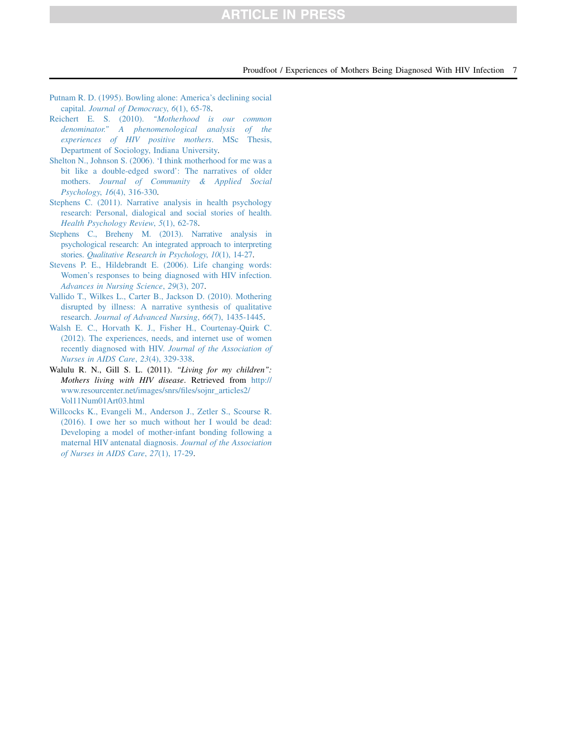Putnam R. D. (1995). Bowling alone: America's declining social capital. *Journal of Democracy*, *6*(1), 65-78.

Reichert E. S. (2010). *"Motherhood is our common denominator." A phenomenological analysis of the experiences of HIV positive mothers*. MSc Thesis, Department of Sociology, Indiana University.

Shelton N., Johnson S. (2006). 'I think motherhood for me was a bit like a double-edged sword': The narratives of older mothers. *Journal of Community & Applied Social Psychology*, *16*(4), 316-330.

Stephens C. (2011). Narrative analysis in health psychology research: Personal, dialogical and social stories of health. *Health Psychology Review*, *5*(1), 62-78.

Stephens C., Breheny M. (2013). Narrative analysis in psychological research: An integrated approach to interpreting stories. *Qualitative Research in Psychology*, *10*(1), 14-27.

Stevens P. E., Hildebrandt E. (2006). Life changing words: Women's responses to being diagnosed with HIV infection. *Advances in Nursing Science*, *29*(3), 207.

Vallido T., Wilkes L., Carter B., Jackson D. (2010). Mothering disrupted by illness: A narrative synthesis of qualitative research. *Journal of Advanced Nursing*, *66*(7), 1435-1445.

Walsh E. C., Horvath K. J., Fisher H., Courtenay-Quirk C. (2012). The experiences, needs, and internet use of women recently diagnosed with HIV. *Journal of the Association of Nurses in AIDS Care*, *23*(4), 329-338.

Walulu R. N., Gill S. L. (2011). *"Living for my children": Mothers living with HIV disease*. Retrieved from http://www.resourcenter.net/images/snrs/files/sojnr_articles2/Vol11Num01Art03.html

Willcocks K., Evangeli M., Anderson J., Zetler S., Scourse R. (2016). I owe her so much without her I would be dead: Developing a model of mother-infant bonding following a maternal HIV antenatal diagnosis. *Journal of the Association of Nurses in AIDS Care*, *27*(1), 17-29.